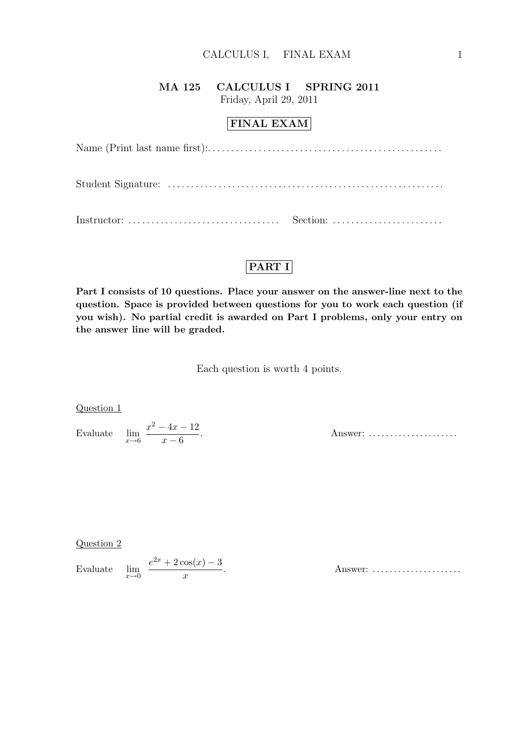# MA 125 CALCULUS I SPRING 2011

Friday, April 29, 2011

## FINAL EXAM

Name (Print last name first):...................................................

Student Signature: ...........................................................

Instructor: ................................. Section: ........................

## PART I

**Part I consists of 10 questions. Place your answer on the answer-line next to the question. Space is provided between questions for you to work each question (if you wish). No partial credit is awarded on Part I problems, only your entry on the answer line will be graded.**

Each question is worth 4 points.

Question 1

Evaluate $\displaystyle \lim_{x \to 6} \frac{x^2 - 4x - 12}{x - 6}$.

Answer: .....................

Question 2

Evaluate $\displaystyle \lim_{x \to 0} \frac{e^{2x} + 2\cos(x) - 3}{x}$.

Answer: .....................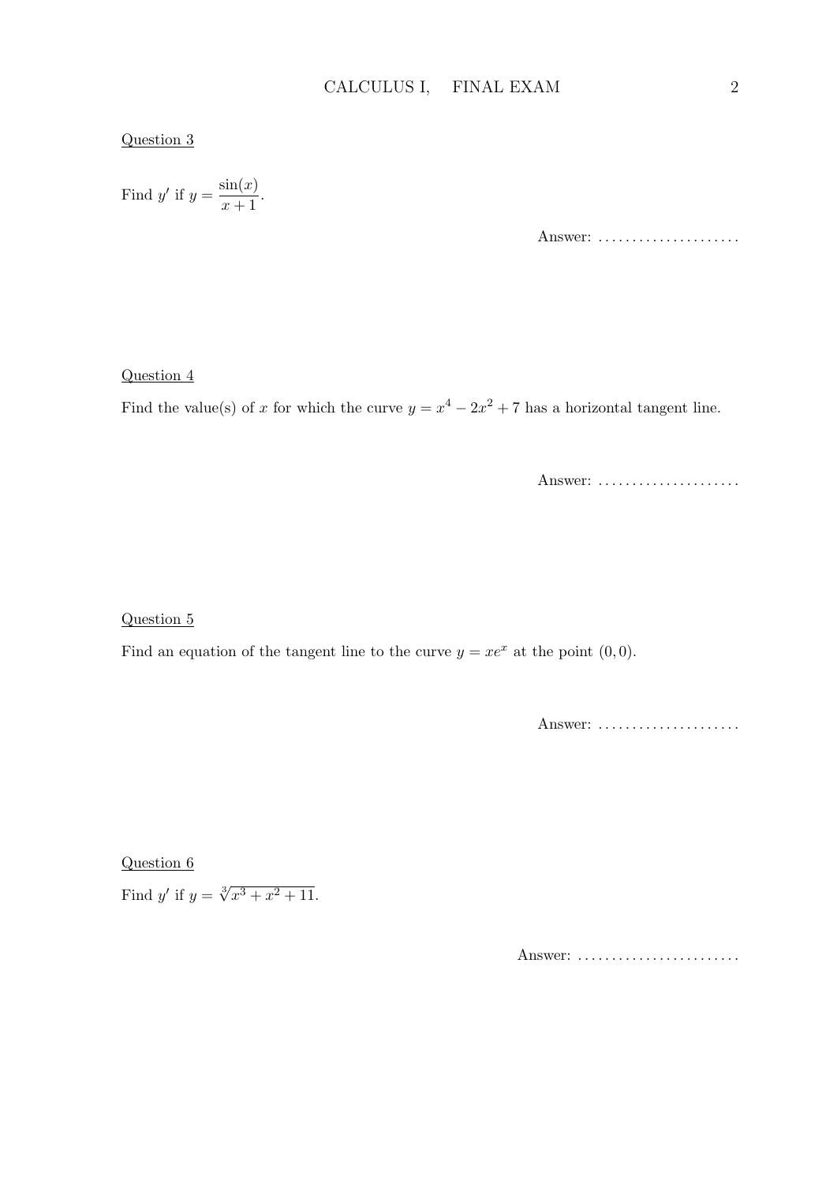<u>Question 3</u>

Find $y'$ if $y = \dfrac{\sin(x)}{x+1}$.

Answer: .....................

<u>Question 4</u>

Find the value(s) of $x$ for which the curve $y = x^4 - 2x^2 + 7$ has a horizontal tangent line.

Answer: .....................

<u>Question 5</u>

Find an equation of the tangent line to the curve $y = xe^x$ at the point $(0, 0)$.

Answer: .....................

<u>Question 6</u>

Find $y'$ if $y = \sqrt[3]{x^3 + x^2 + 11}$.

Answer: ........................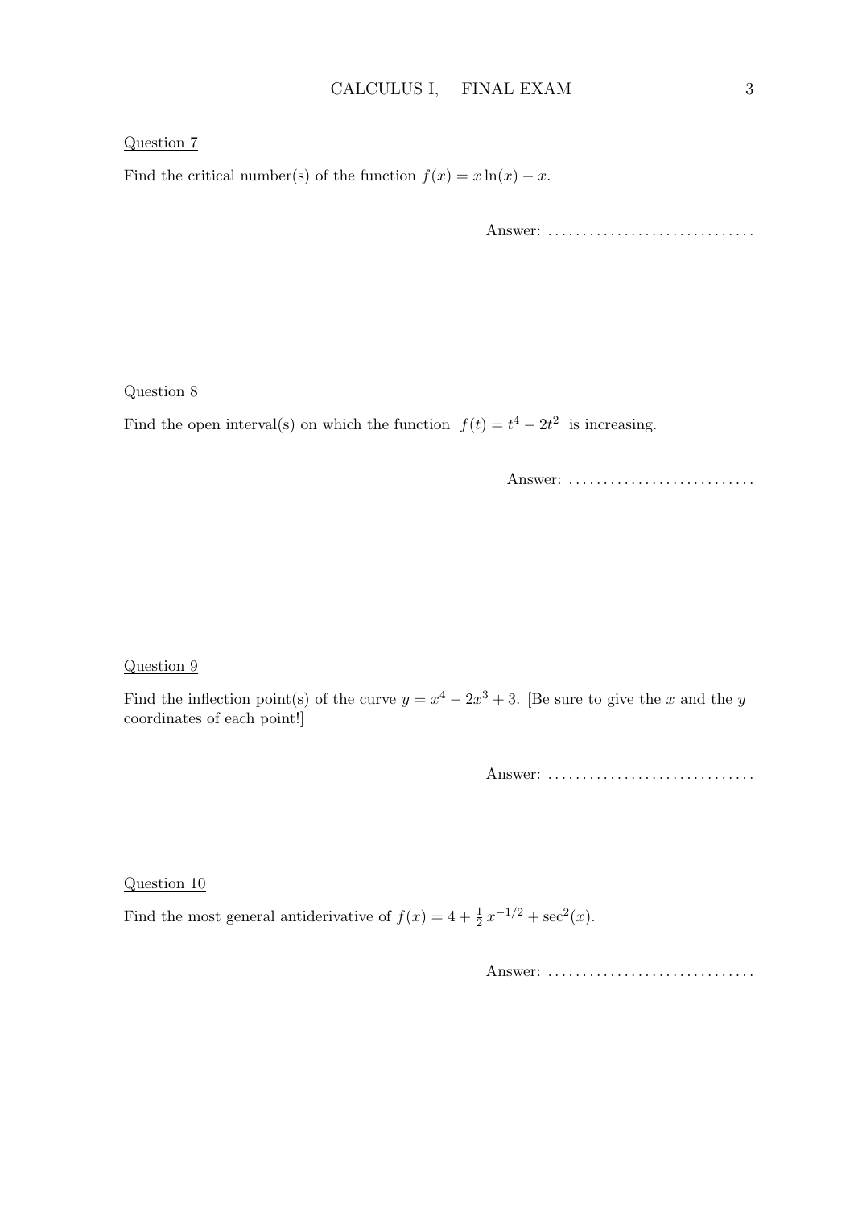Question 7

Find the critical number(s) of the function $f(x) = x\ln(x) - x$.

Answer: ..............................

Question 8

Find the open interval(s) on which the function $f(t) = t^4 - 2t^2$ is increasing.

Answer: ...........................

Question 9

Find the inflection point(s) of the curve $y = x^4 - 2x^3 + 3$. [Be sure to give the $x$ and the $y$ coordinates of each point!]

Answer: ..............................

Question 10

Find the most general antiderivative of $f(x) = 4 + \frac{1}{2}\,x^{-1/2} + \sec^2(x)$.

Answer: ..............................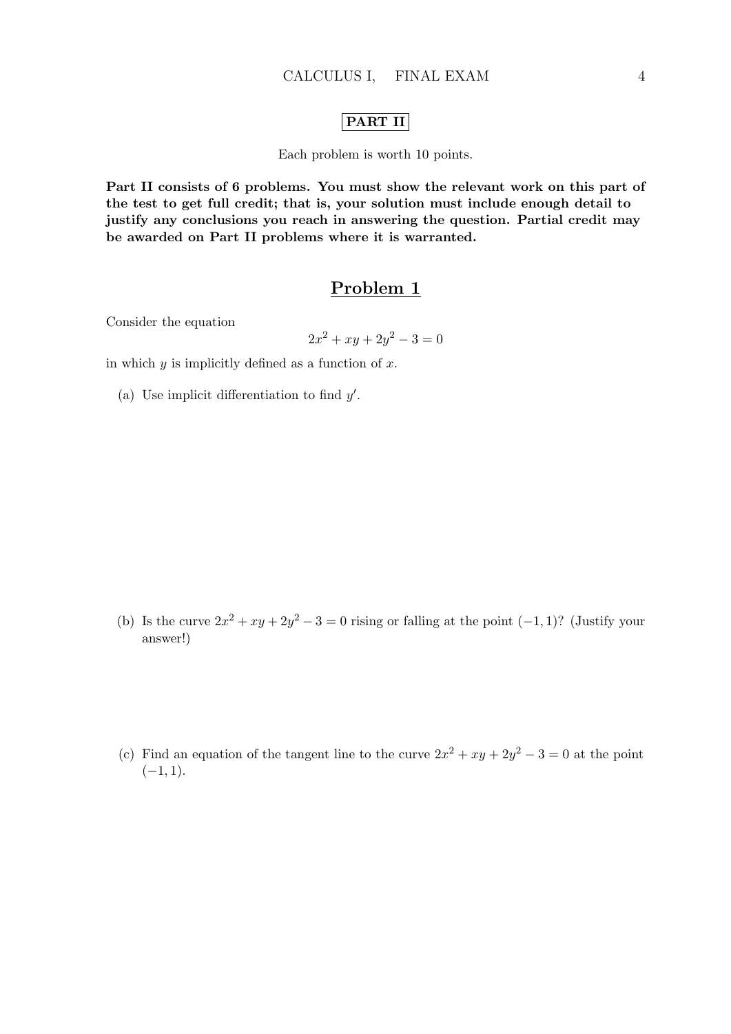**PART II**

Each problem is worth 10 points.

**Part II consists of 6 problems. You must show the relevant work on this part of the test to get full credit; that is, your solution must include enough detail to justify any conclusions you reach in answering the question. Partial credit may be awarded on Part II problems where it is warranted.**

## Problem 1

Consider the equation

$$2x^2 + xy + 2y^2 - 3 = 0$$

in which $y$ is implicitly defined as a function of $x$.

(a) Use implicit differentiation to find $y'$.

(b) Is the curve $2x^2 + xy + 2y^2 - 3 = 0$ rising or falling at the point $(-1, 1)$? (Justify your answer!)

(c) Find an equation of the tangent line to the curve $2x^2 + xy + 2y^2 - 3 = 0$ at the point $(-1, 1)$.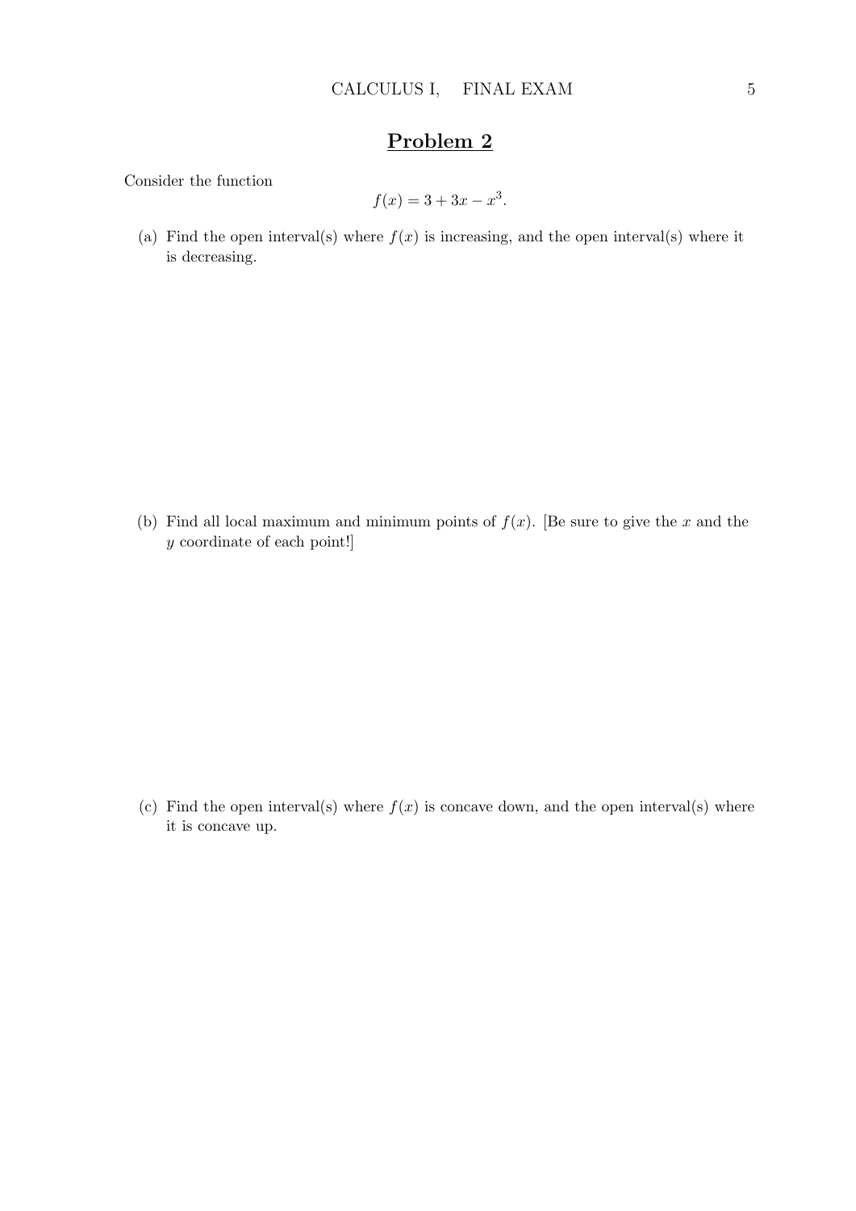# Problem 2

Consider the function

$$f(x) = 3 + 3x - x^3.$$

(a) Find the open interval(s) where $f(x)$ is increasing, and the open interval(s) where it is decreasing.

(b) Find all local maximum and minimum points of $f(x)$. [Be sure to give the $x$ and the $y$ coordinate of each point!]

(c) Find the open interval(s) where $f(x)$ is concave down, and the open interval(s) where it is concave up.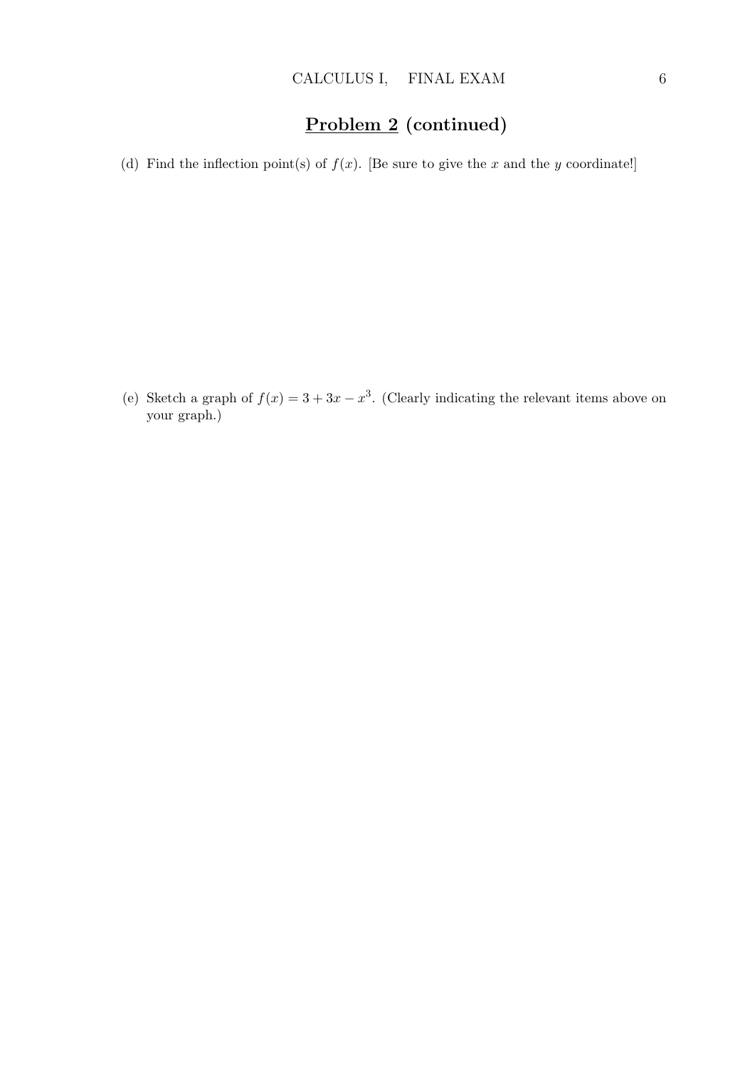## Problem 2 (continued)

(d) Find the inflection point(s) of $f(x)$. [Be sure to give the $x$ and the $y$ coordinate!]

(e) Sketch a graph of $f(x) = 3 + 3x - x^3$. (Clearly indicating the relevant items above on your graph.)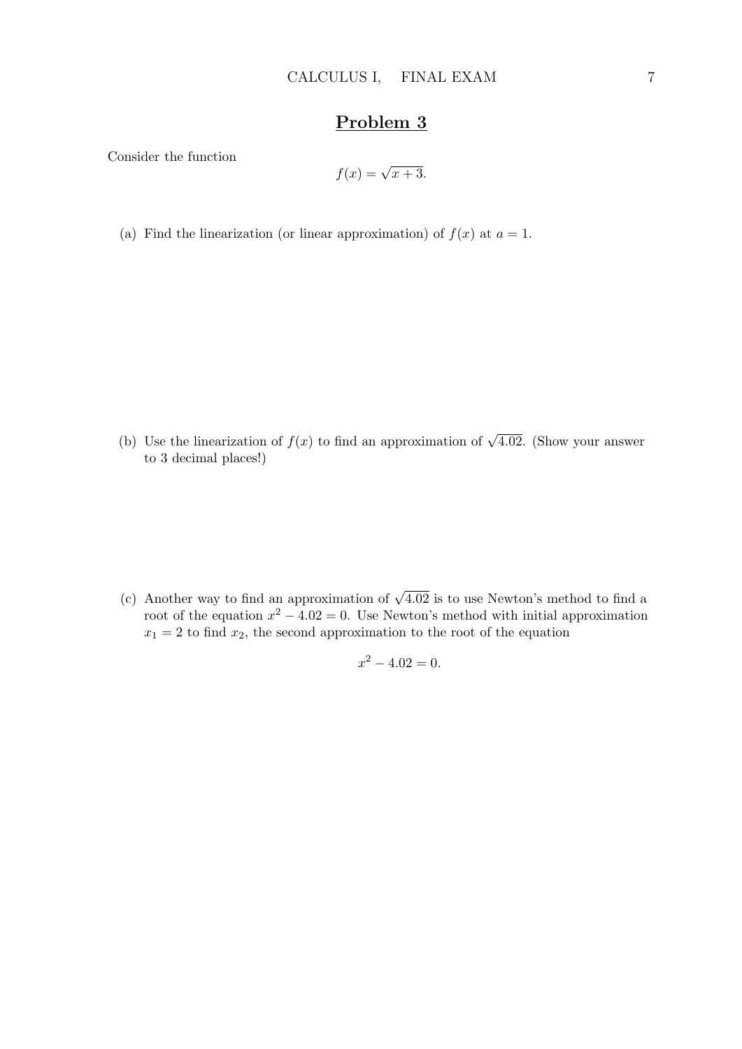## Problem 3

Consider the function

$$f(x) = \sqrt{x+3}.$$

(a) Find the linearization (or linear approximation) of $f(x)$ at $a = 1$.

(b) Use the linearization of $f(x)$ to find an approximation of $\sqrt{4.02}$. (Show your answer to 3 decimal places!)

(c) Another way to find an approximation of $\sqrt{4.02}$ is to use Newton's method to find a root of the equation $x^2 - 4.02 = 0$. Use Newton's method with initial approximation $x_1 = 2$ to find $x_2$, the second approximation to the root of the equation

$$x^2 - 4.02 = 0.$$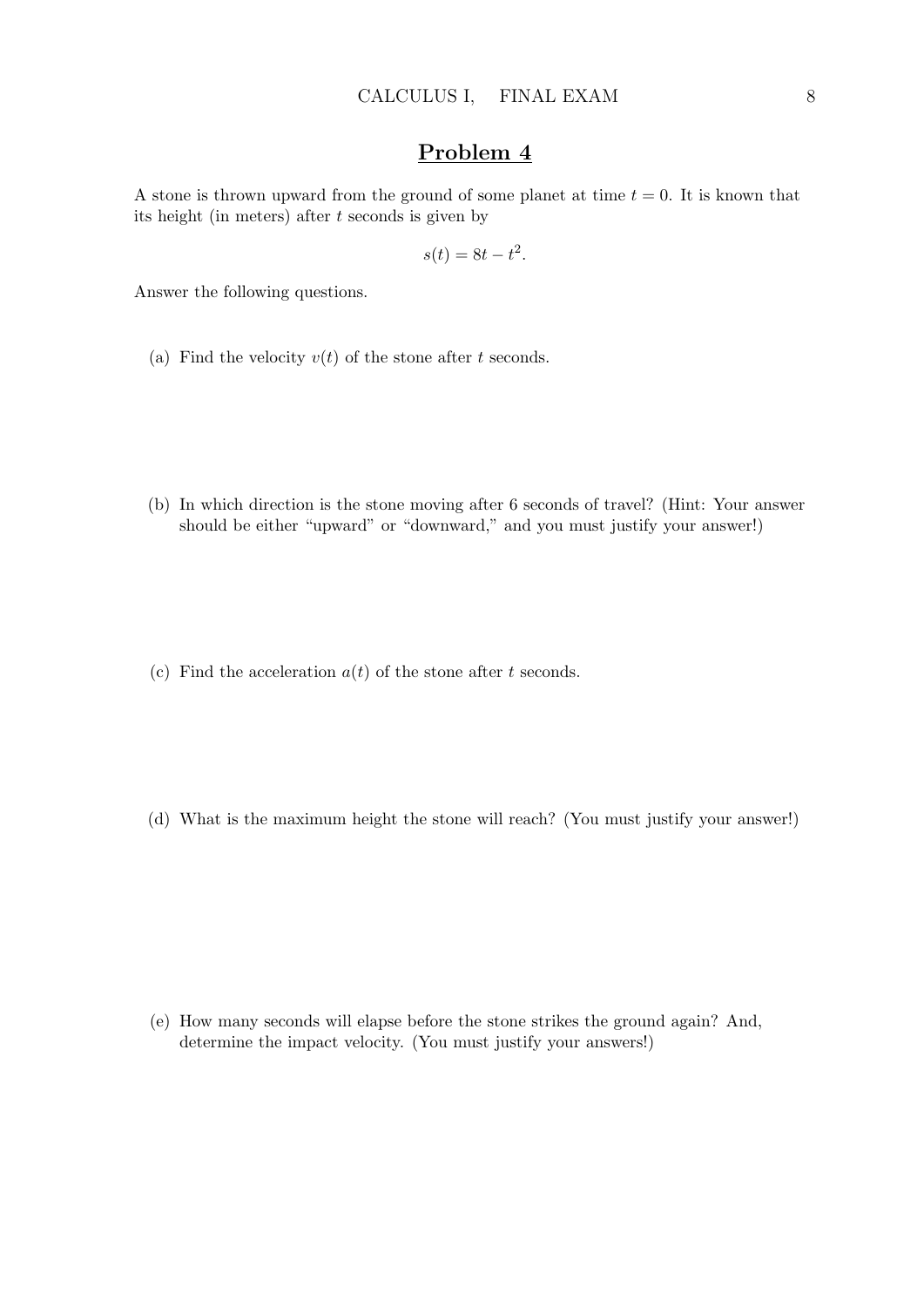## Problem 4

A stone is thrown upward from the ground of some planet at time $t = 0$. It is known that its height (in meters) after $t$ seconds is given by

$$s(t) = 8t - t^2.$$

Answer the following questions.

(a) Find the velocity $v(t)$ of the stone after $t$ seconds.

(b) In which direction is the stone moving after 6 seconds of travel? (Hint: Your answer should be either "upward" or "downward," and you must justify your answer!)

(c) Find the acceleration $a(t)$ of the stone after $t$ seconds.

(d) What is the maximum height the stone will reach? (You must justify your answer!)

(e) How many seconds will elapse before the stone strikes the ground again? And, determine the impact velocity. (You must justify your answers!)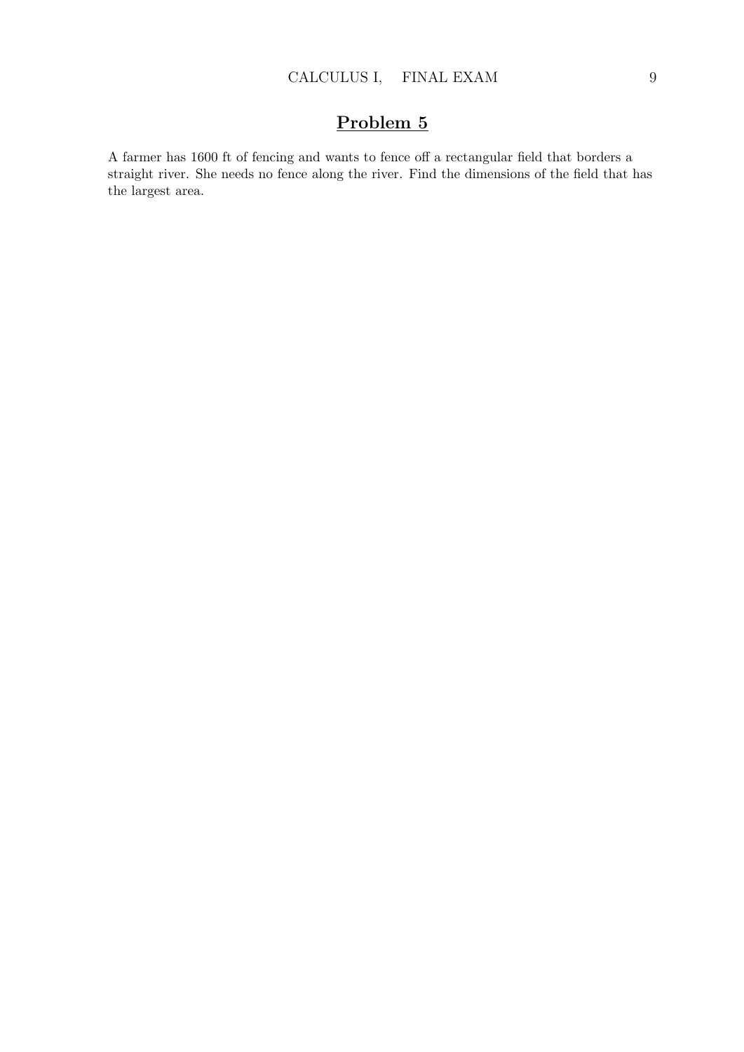## Problem 5

A farmer has 1600 ft of fencing and wants to fence off a rectangular field that borders a straight river. She needs no fence along the river. Find the dimensions of the field that has the largest area.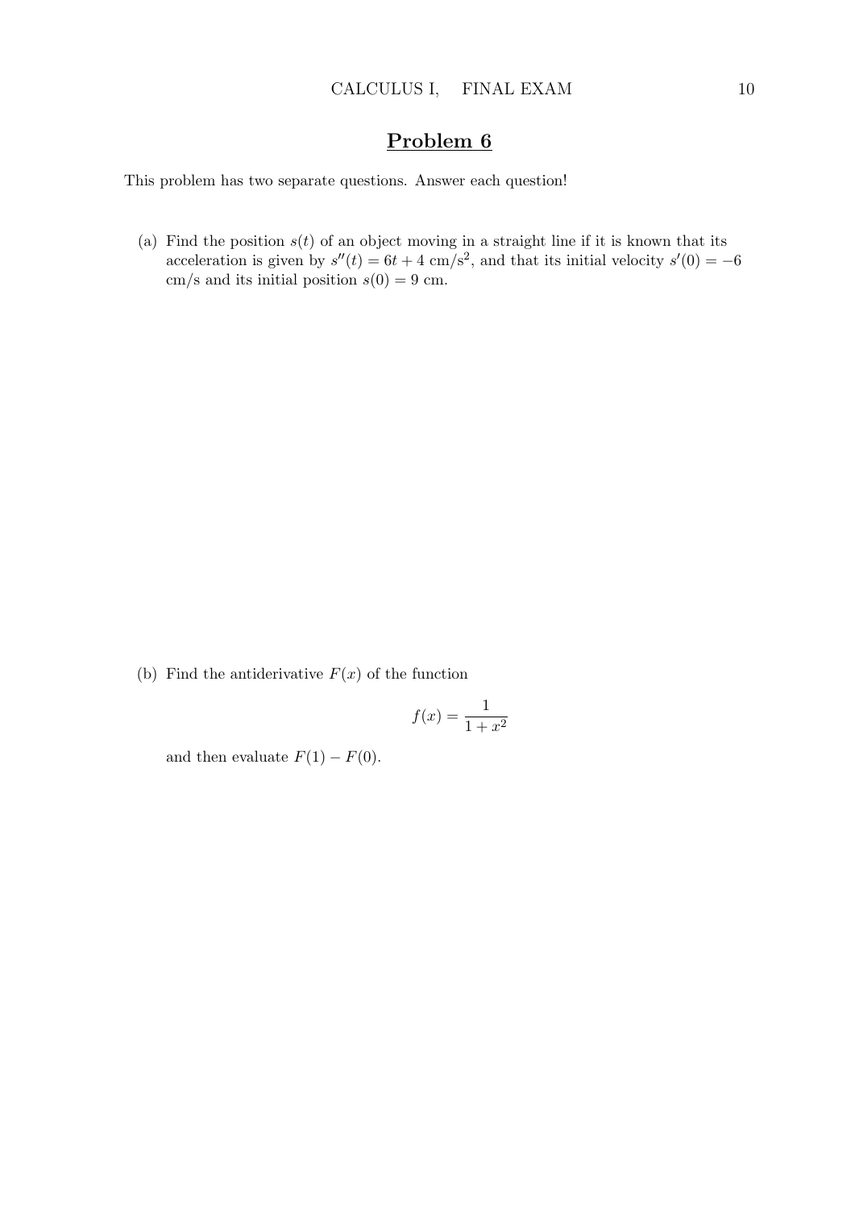# Problem 6

This problem has two separate questions. Answer each question!

(a) Find the position $s(t)$ of an object moving in a straight line if it is known that its acceleration is given by $s''(t) = 6t + 4$ cm/s$^2$, and that its initial velocity $s'(0) = -6$ cm/s and its initial position $s(0) = 9$ cm.

(b) Find the antiderivative $F(x)$ of the function

$$f(x) = \frac{1}{1+x^2}$$

and then evaluate $F(1) - F(0)$.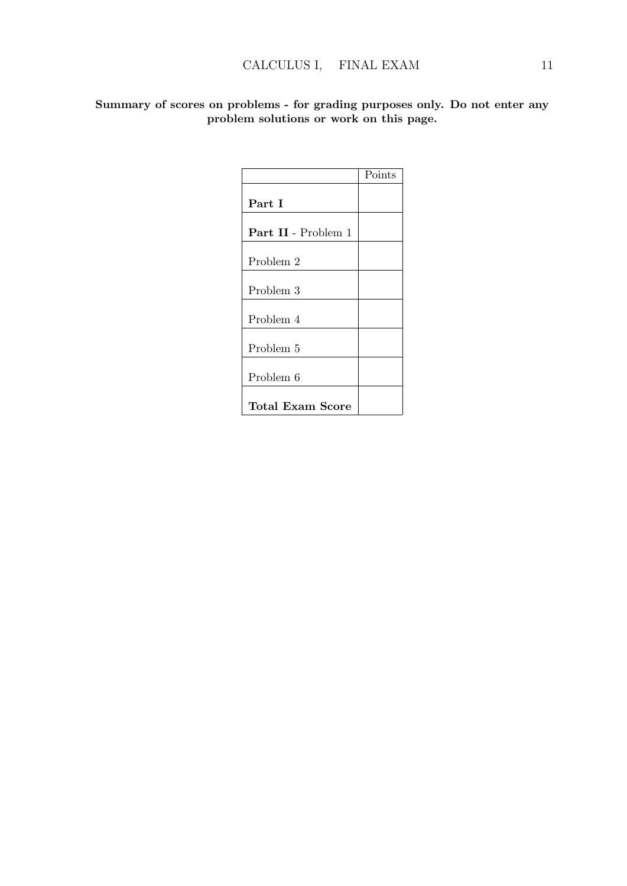**Summary of scores on problems - for grading purposes only. Do not enter any problem solutions or work on this page.**

| | Points |
|---|---|
| **Part I** | |
| **Part II** - Problem 1 | |
| Problem 2 | |
| Problem 3 | |
| Problem 4 | |
| Problem 5 | |
| Problem 6 | |
| **Total Exam Score** | |